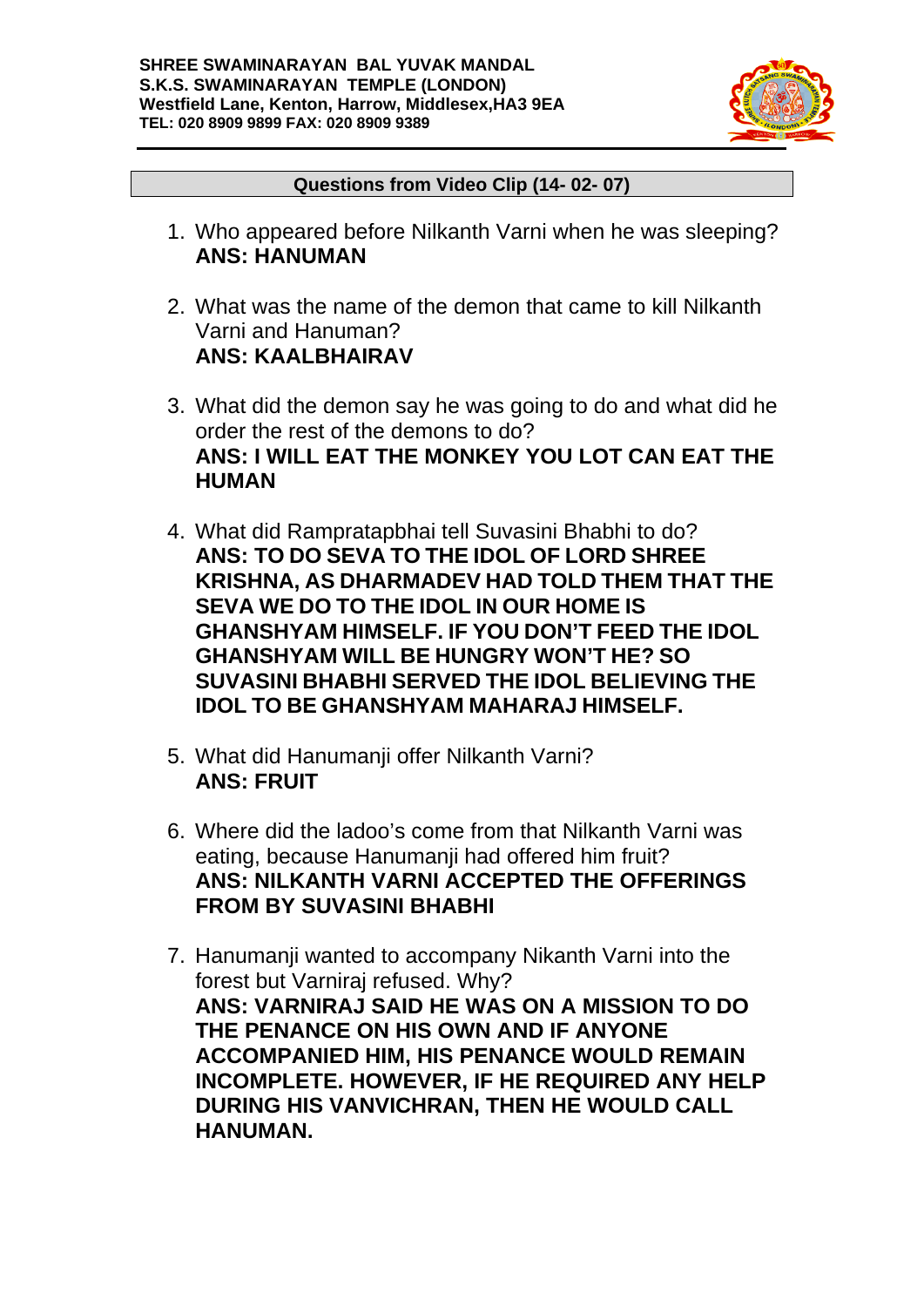**SHREE SWAMINARAYAN BAL YUVAK MANDAL**
**S.K.S. SWAMINARAYAN TEMPLE (LONDON)**
**Westfield Lane, Kenton, Harrow, Middlesex,HA3 9EA**
**TEL: 020 8909 9899 FAX: 020 8909 9389**

---

## Questions from Video Clip (14- 02- 07)

1. Who appeared before Nilkanth Varni when he was sleeping?
   **ANS: HANUMAN**

2. What was the name of the demon that came to kill Nilkanth Varni and Hanuman?
   **ANS: KAALBHAIRAV**

3. What did the demon say he was going to do and what did he order the rest of the demons to do?
   **ANS: I WILL EAT THE MONKEY YOU LOT CAN EAT THE HUMAN**

4. What did Rampratapbhai tell Suvasini Bhabhi to do?
   **ANS: TO DO SEVA TO THE IDOL OF LORD SHREE KRISHNA, AS DHARMADEV HAD TOLD THEM THAT THE SEVA WE DO TO THE IDOL IN OUR HOME IS GHANSHYAM HIMSELF. IF YOU DON'T FEED THE IDOL GHANSHYAM WILL BE HUNGRY WON'T HE? SO SUVASINI BHABHI SERVED THE IDOL BELIEVING THE IDOL TO BE GHANSHYAM MAHARAJ HIMSELF.**

5. What did Hanumanji offer Nilkanth Varni?
   **ANS: FRUIT**

6. Where did the ladoo's come from that Nilkanth Varni was eating, because Hanumanji had offered him fruit?
   **ANS: NILKANTH VARNI ACCEPTED THE OFFERINGS FROM BY SUVASINI BHABHI**

7. Hanumanji wanted to accompany Nikanth Varni into the forest but Varniraj refused. Why?
   **ANS: VARNIRAJ SAID HE WAS ON A MISSION TO DO THE PENANCE ON HIS OWN AND IF ANYONE ACCOMPANIED HIM, HIS PENANCE WOULD REMAIN INCOMPLETE. HOWEVER, IF HE REQUIRED ANY HELP DURING HIS VANVICHRAN, THEN HE WOULD CALL HANUMAN.**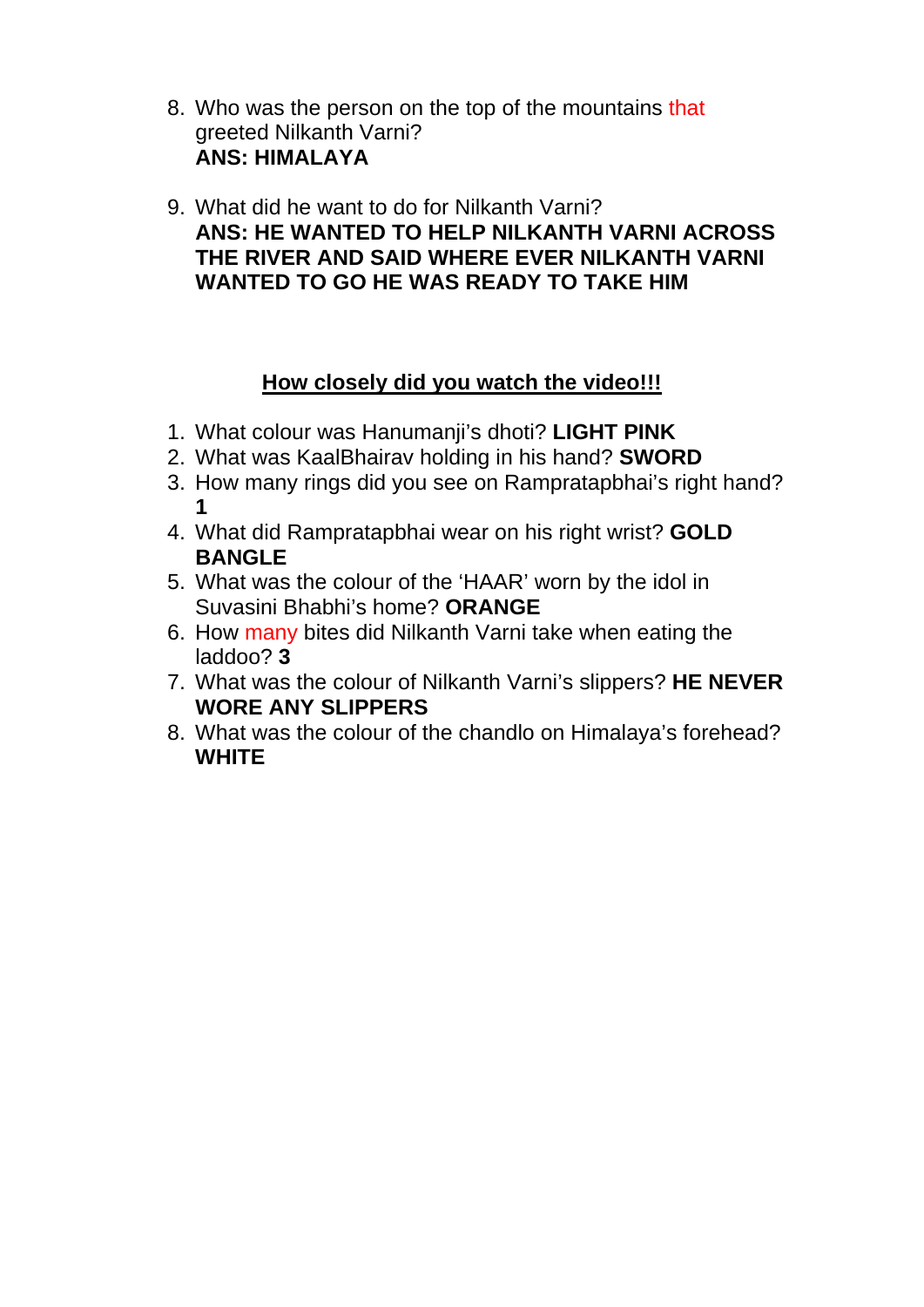8. Who was the person on the top of the mountains that greeted Nilkanth Varni?
   **ANS: HIMALAYA**

9. What did he want to do for Nilkanth Varni?
   **ANS: HE WANTED TO HELP NILKANTH VARNI ACROSS THE RIVER AND SAID WHERE EVER NILKANTH VARNI WANTED TO GO HE WAS READY TO TAKE HIM**

## <u>How closely did you watch the video!!!</u>

1. What colour was Hanumanji's dhoti? **LIGHT PINK**
2. What was KaalBhairav holding in his hand? **SWORD**
3. How many rings did you see on Rampratapbhai's right hand? **1**
4. What did Rampratapbhai wear on his right wrist? **GOLD BANGLE**
5. What was the colour of the 'HAAR' worn by the idol in Suvasini Bhabhi's home? **ORANGE**
6. How many bites did Nilkanth Varni take when eating the laddoo? **3**
7. What was the colour of Nilkanth Varni's slippers? **HE NEVER WORE ANY SLIPPERS**
8. What was the colour of the chandlo on Himalaya's forehead? **WHITE**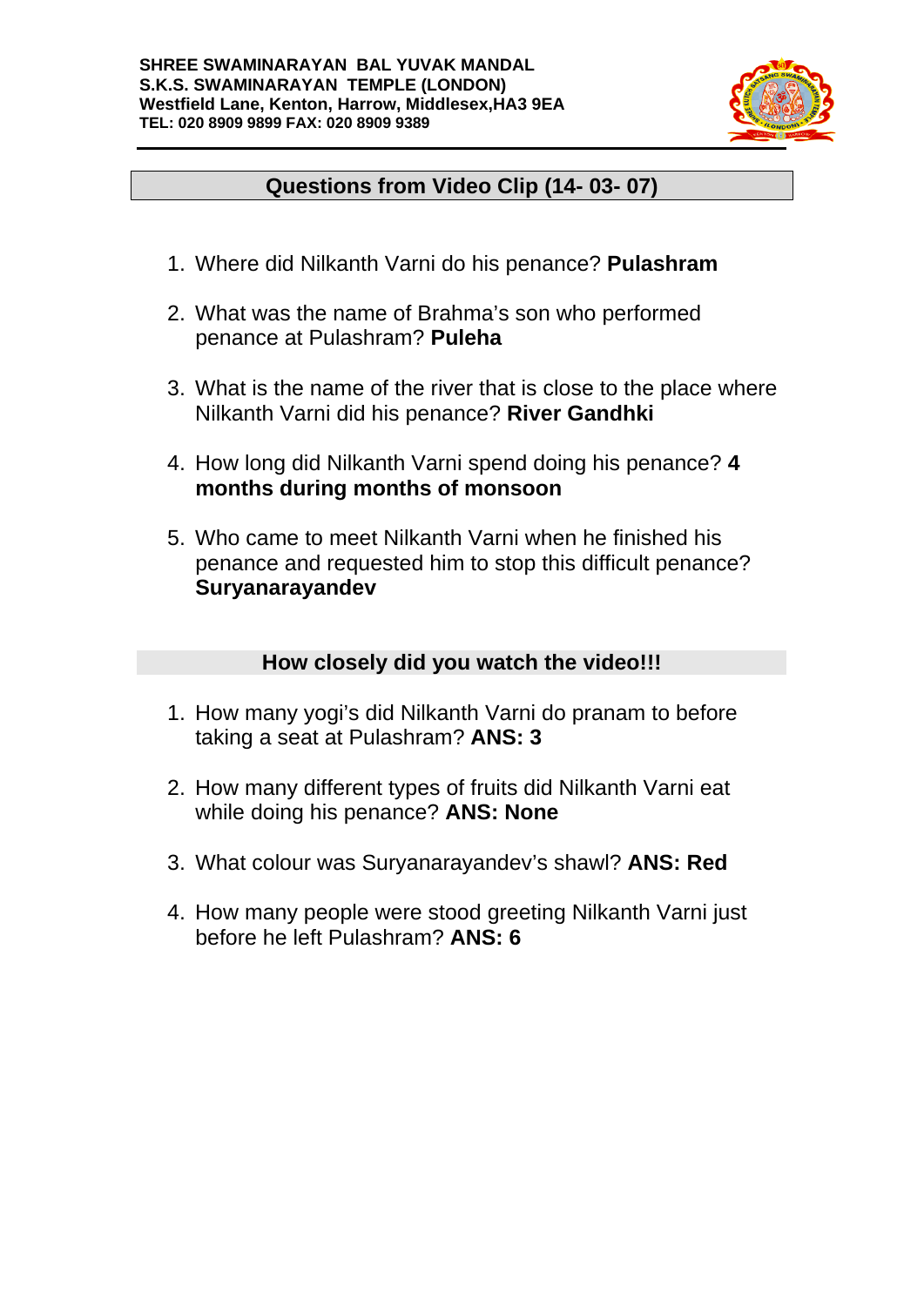**SHREE SWAMINARAYAN BAL YUVAK MANDAL**
**S.K.S. SWAMINARAYAN TEMPLE (LONDON)**
**Westfield Lane, Kenton, Harrow, Middlesex,HA3 9EA**
**TEL: 020 8909 9899 FAX: 020 8909 9389**

## Questions from Video Clip (14- 03- 07)

1. Where did Nilkanth Varni do his penance? **Pulashram**
2. What was the name of Brahma's son who performed penance at Pulashram? **Puleha**
3. What is the name of the river that is close to the place where Nilkanth Varni did his penance? **River Gandhki**
4. How long did Nilkanth Varni spend doing his penance? **4 months during months of monsoon**
5. Who came to meet Nilkanth Varni when he finished his penance and requested him to stop this difficult penance? **Suryanarayandev**

## How closely did you watch the video!!!

1. How many yogi's did Nilkanth Varni do pranam to before taking a seat at Pulashram? **ANS: 3**
2. How many different types of fruits did Nilkanth Varni eat while doing his penance? **ANS: None**
3. What colour was Suryanarayandev's shawl? **ANS: Red**
4. How many people were stood greeting Nilkanth Varni just before he left Pulashram? **ANS: 6**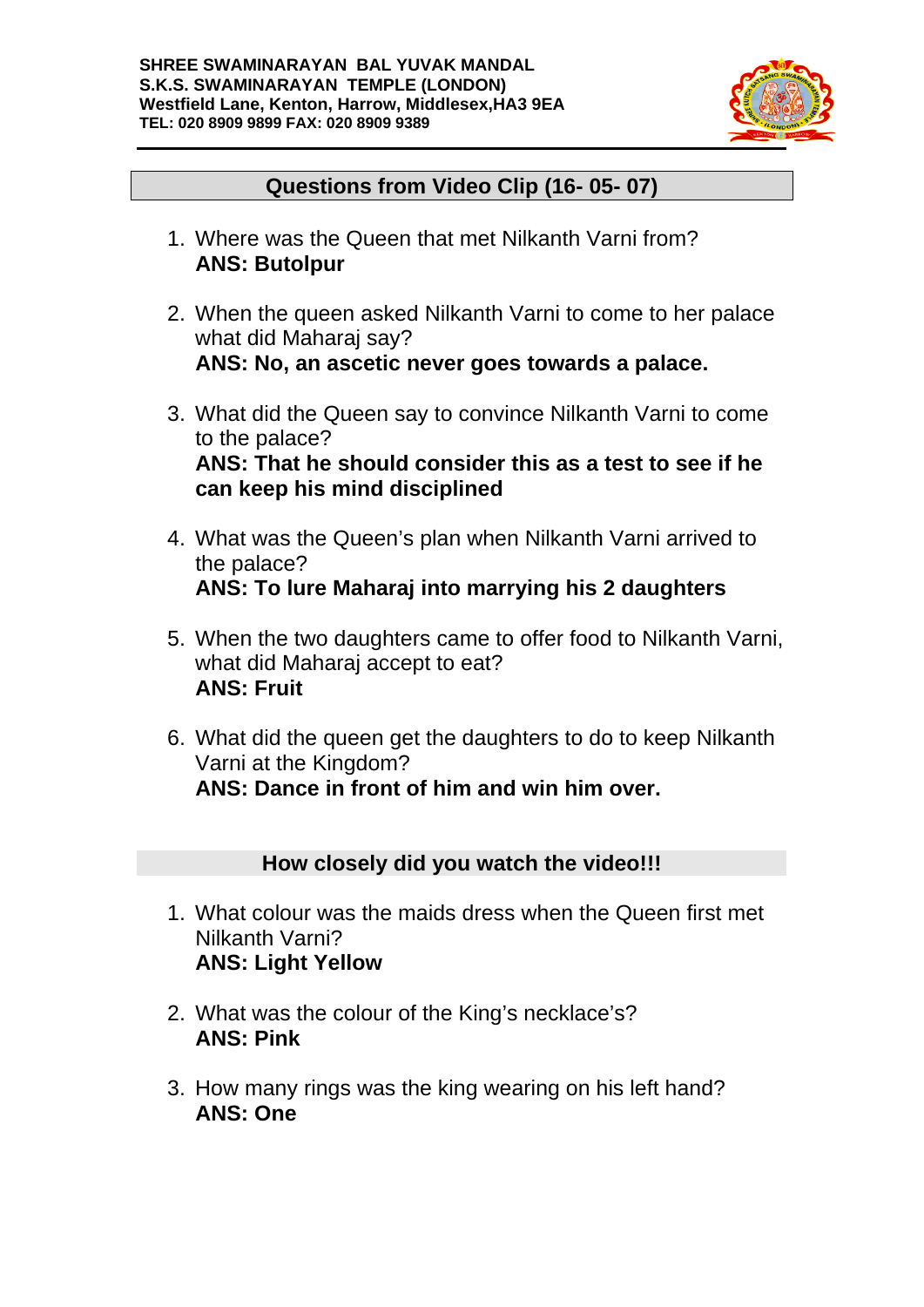**SHREE SWAMINARAYAN BAL YUVAK MANDAL**
**S.K.S. SWAMINARAYAN TEMPLE (LONDON)**
**Westfield Lane, Kenton, Harrow, Middlesex,HA3 9EA**
**TEL: 020 8909 9899 FAX: 020 8909 9389**

## Questions from Video Clip (16- 05- 07)

1. Where was the Queen that met Nilkanth Varni from?
   **ANS: Butolpur**

2. When the queen asked Nilkanth Varni to come to her palace what did Maharaj say?
   **ANS: No, an ascetic never goes towards a palace.**

3. What did the Queen say to convince Nilkanth Varni to come to the palace?
   **ANS: That he should consider this as a test to see if he can keep his mind disciplined**

4. What was the Queen's plan when Nilkanth Varni arrived to the palace?
   **ANS: To lure Maharaj into marrying his 2 daughters**

5. When the two daughters came to offer food to Nilkanth Varni, what did Maharaj accept to eat?
   **ANS: Fruit**

6. What did the queen get the daughters to do to keep Nilkanth Varni at the Kingdom?
   **ANS: Dance in front of him and win him over.**

## How closely did you watch the video!!!

1. What colour was the maids dress when the Queen first met Nilkanth Varni?
   **ANS: Light Yellow**

2. What was the colour of the King's necklace's?
   **ANS: Pink**

3. How many rings was the king wearing on his left hand?
   **ANS: One**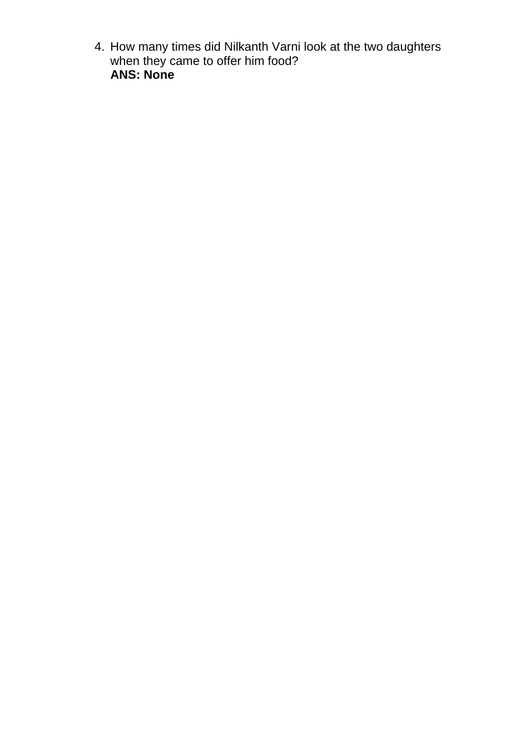4. How many times did Nilkanth Varni look at the two daughters when they came to offer him food?
   **ANS: None**